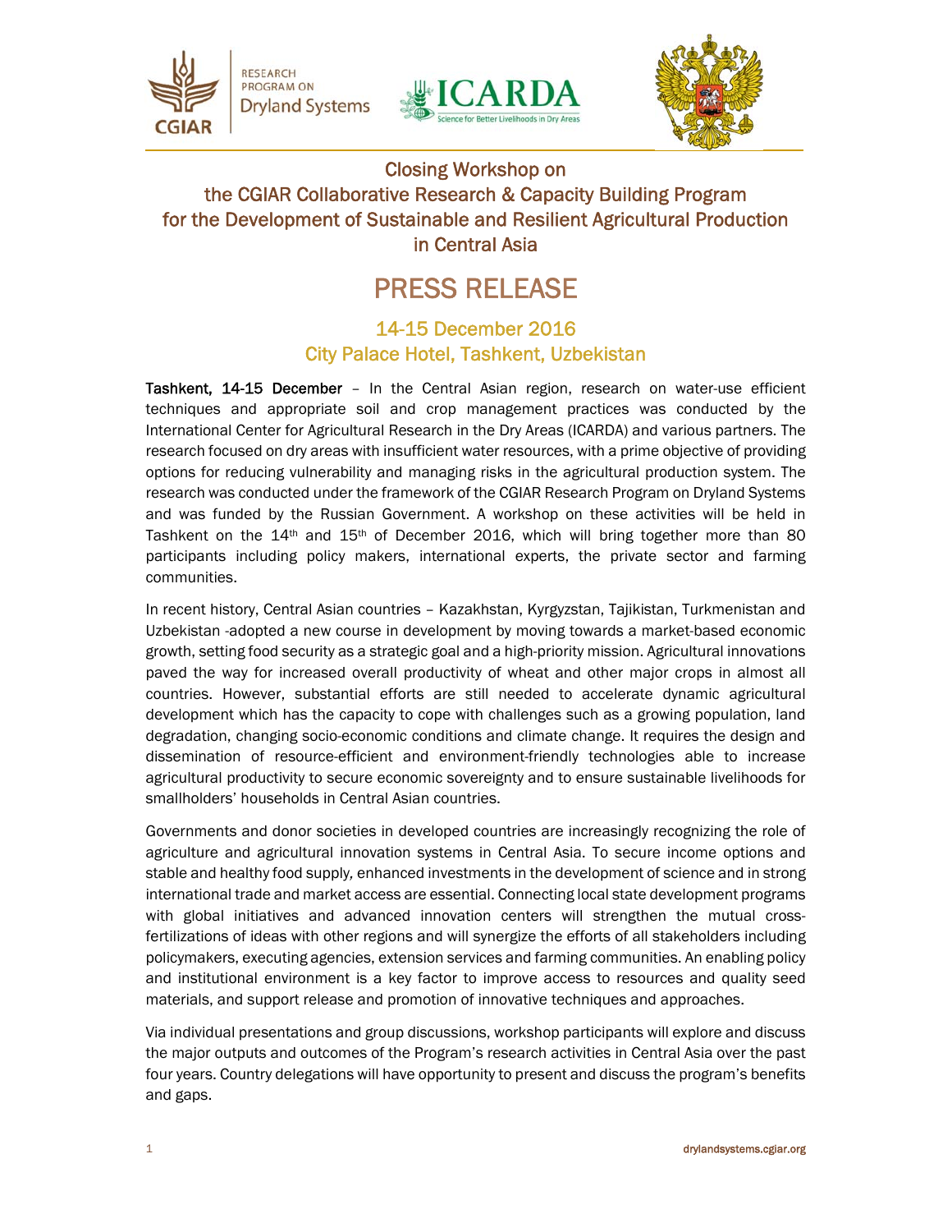RESEARCH PROGRAM ON Dryland Systems

# Closing Workshop on the CGIAR Collaborative Research & Capacity Building Program for the Development of Sustainable and Resilient Agricultural Production in Central Asia

# PRESS RELEASE

## 14-15 December 2016
## City Palace Hotel, Tashkent, Uzbekistan

**Tashkent, 14-15 December** – In the Central Asian region, research on water-use efficient techniques and appropriate soil and crop management practices was conducted by the International Center for Agricultural Research in the Dry Areas (ICARDA) and various partners. The research focused on dry areas with insufficient water resources, with a prime objective of providing options for reducing vulnerability and managing risks in the agricultural production system. The research was conducted under the framework of the CGIAR Research Program on Dryland Systems and was funded by the Russian Government. A workshop on these activities will be held in Tashkent on the 14th and 15th of December 2016, which will bring together more than 80 participants including policy makers, international experts, the private sector and farming communities.

In recent history, Central Asian countries – Kazakhstan, Kyrgyzstan, Tajikistan, Turkmenistan and Uzbekistan -adopted a new course in development by moving towards a market-based economic growth, setting food security as a strategic goal and a high-priority mission. Agricultural innovations paved the way for increased overall productivity of wheat and other major crops in almost all countries. However, substantial efforts are still needed to accelerate dynamic agricultural development which has the capacity to cope with challenges such as a growing population, land degradation, changing socio-economic conditions and climate change. It requires the design and dissemination of resource-efficient and environment-friendly technologies able to increase agricultural productivity to secure economic sovereignty and to ensure sustainable livelihoods for smallholders' households in Central Asian countries.

Governments and donor societies in developed countries are increasingly recognizing the role of agriculture and agricultural innovation systems in Central Asia. To secure income options and stable and healthy food supply, enhanced investments in the development of science and in strong international trade and market access are essential. Connecting local state development programs with global initiatives and advanced innovation centers will strengthen the mutual cross-fertilizations of ideas with other regions and will synergize the efforts of all stakeholders including policymakers, executing agencies, extension services and farming communities. An enabling policy and institutional environment is a key factor to improve access to resources and quality seed materials, and support release and promotion of innovative techniques and approaches.

Via individual presentations and group discussions, workshop participants will explore and discuss the major outputs and outcomes of the Program's research activities in Central Asia over the past four years. Country delegations will have opportunity to present and discuss the program's benefits and gaps.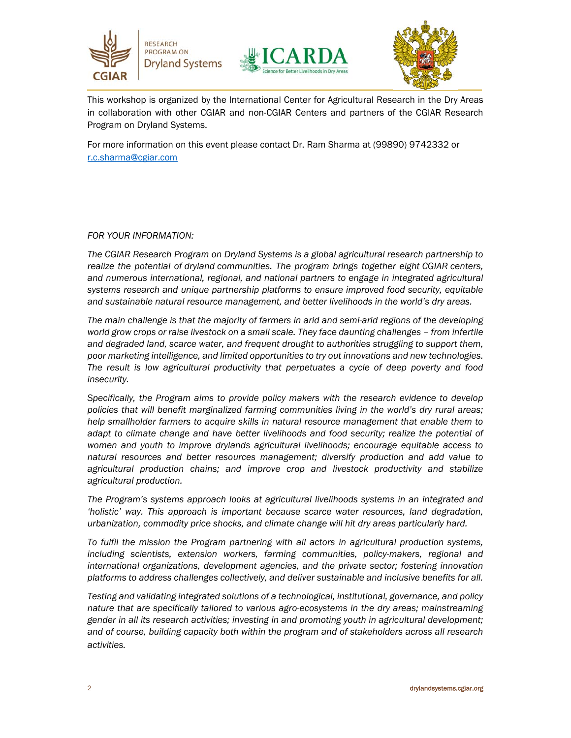This workshop is organized by the International Center for Agricultural Research in the Dry Areas in collaboration with other CGIAR and non-CGIAR Centers and partners of the CGIAR Research Program on Dryland Systems.

For more information on this event please contact Dr. Ram Sharma at (99890) 9742332 or r.c.sharma@cgiar.com

*FOR YOUR INFORMATION:*

*The CGIAR Research Program on Dryland Systems is a global agricultural research partnership to realize the potential of dryland communities. The program brings together eight CGIAR centers, and numerous international, regional, and national partners to engage in integrated agricultural systems research and unique partnership platforms to ensure improved food security, equitable and sustainable natural resource management, and better livelihoods in the world's dry areas.*

*The main challenge is that the majority of farmers in arid and semi-arid regions of the developing world grow crops or raise livestock on a small scale. They face daunting challenges – from infertile and degraded land, scarce water, and frequent drought to authorities struggling to support them, poor marketing intelligence, and limited opportunities to try out innovations and new technologies. The result is low agricultural productivity that perpetuates a cycle of deep poverty and food insecurity.*

*Specifically, the Program aims to provide policy makers with the research evidence to develop policies that will benefit marginalized farming communities living in the world's dry rural areas; help smallholder farmers to acquire skills in natural resource management that enable them to adapt to climate change and have better livelihoods and food security; realize the potential of women and youth to improve drylands agricultural livelihoods; encourage equitable access to natural resources and better resources management; diversify production and add value to agricultural production chains; and improve crop and livestock productivity and stabilize agricultural production.*

*The Program's systems approach looks at agricultural livelihoods systems in an integrated and 'holistic' way. This approach is important because scarce water resources, land degradation, urbanization, commodity price shocks, and climate change will hit dry areas particularly hard.*

*To fulfil the mission the Program partnering with all actors in agricultural production systems, including scientists, extension workers, farming communities, policy-makers, regional and international organizations, development agencies, and the private sector; fostering innovation platforms to address challenges collectively, and deliver sustainable and inclusive benefits for all.*

*Testing and validating integrated solutions of a technological, institutional, governance, and policy nature that are specifically tailored to various agro-ecosystems in the dry areas; mainstreaming gender in all its research activities; investing in and promoting youth in agricultural development; and of course, building capacity both within the program and of stakeholders across all research activities.*